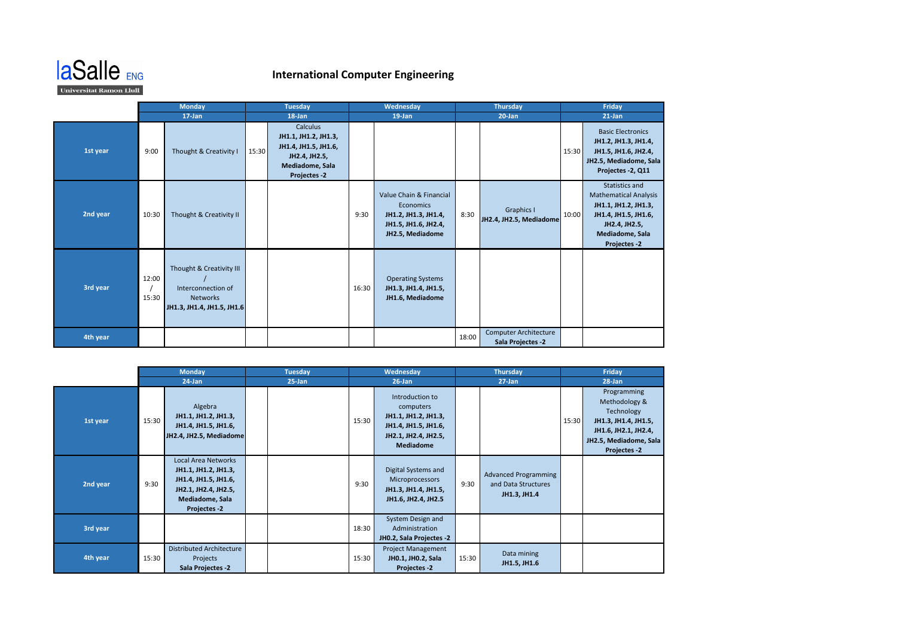laSalle ENG
Universitat Ramon Llull

# International Computer Engineering

| | Monday | | Tuesday | | Wednesday | | Thursday | | Friday | |
|---|---|---|---|---|---|---|---|---|---|---|
| | 17-Jan | | 18-Jan | | 19-Jan | | 20-Jan | | 21-Jan | |
| **1st year** | 9:00 | Thought & Creativity I | 15:30 | Calculus **JH1.1, JH1.2, JH1.3, JH1.4, JH1.5, JH1.6, JH2.4, JH2.5, Mediadome, Sala Projectes -2** | | | | | 15:30 | Basic Electronics **JH1.2, JH1.3, JH1.4, JH1.5, JH1.6, JH2.4, JH2.5, Mediadome, Sala Projectes -2, Q11** |
| **2nd year** | 10:30 | Thought & Creativity II | | | 9:30 | Value Chain & Financial Economics **JH1.2, JH1.3, JH1.4, JH1.5, JH1.6, JH2.4, JH2.5, Mediadome** | 8:30 | Graphics I **JH2.4, JH2.5, Mediadome** | 10:00 | Statistics and Mathematical Analysis **JH1.1, JH1.2, JH1.3, JH1.4, JH1.5, JH1.6, JH2.4, JH2.5, Mediadome, Sala Projectes -2** |
| **3rd year** | 12:00 / 15:30 | Thought & Creativity III / Interconnection of Networks **JH1.3, JH1.4, JH1.5, JH1.6** | | | 16:30 | Operating Systems **JH1.3, JH1.4, JH1.5, JH1.6, Mediadome** | | | | |
| **4th year** | | | | | | | 18:00 | Computer Architecture **Sala Projectes -2** | | |

| | Monday | | Tuesday | | Wednesday | | Thursday | | Friday | |
|---|---|---|---|---|---|---|---|---|---|---|
| | 24-Jan | | 25-Jan | | 26-Jan | | 27-Jan | | 28-Jan | |
| **1st year** | 15:30 | Algebra **JH1.1, JH1.2, JH1.3, JH1.4, JH1.5, JH1.6, JH2.4, JH2.5, Mediadome** | | | 15:30 | Introduction to computers **JH1.1, JH1.2, JH1.3, JH1.4, JH1.5, JH1.6, JH2.1, JH2.4, JH2.5, Mediadome** | | | 15:30 | Programming Methodology & Technology **JH1.3, JH1.4, JH1.5, JH1.6, JH2.1, JH2.4, JH2.5, Mediadome, Sala Projectes -2** |
| **2nd year** | 9:30 | Local Area Networks **JH1.1, JH1.2, JH1.3, JH1.4, JH1.5, JH1.6, JH2.1, JH2.4, JH2.5, Mediadome, Sala Projectes -2** | | | 9:30 | Digital Systems and Microprocessors **JH1.3, JH1.4, JH1.5, JH1.6, JH2.4, JH2.5** | 9:30 | Advanced Programming and Data Structures **JH1.3, JH1.4** | | |
| **3rd year** | | | | | 18:30 | System Design and Administration **JH0.2, Sala Projectes -2** | | | | |
| **4th year** | 15:30 | Distributed Architecture Projects **Sala Projectes -2** | | | 15:30 | Project Management **JH0.1, JH0.2, Sala Projectes -2** | 15:30 | Data mining **JH1.5, JH1.6** | | |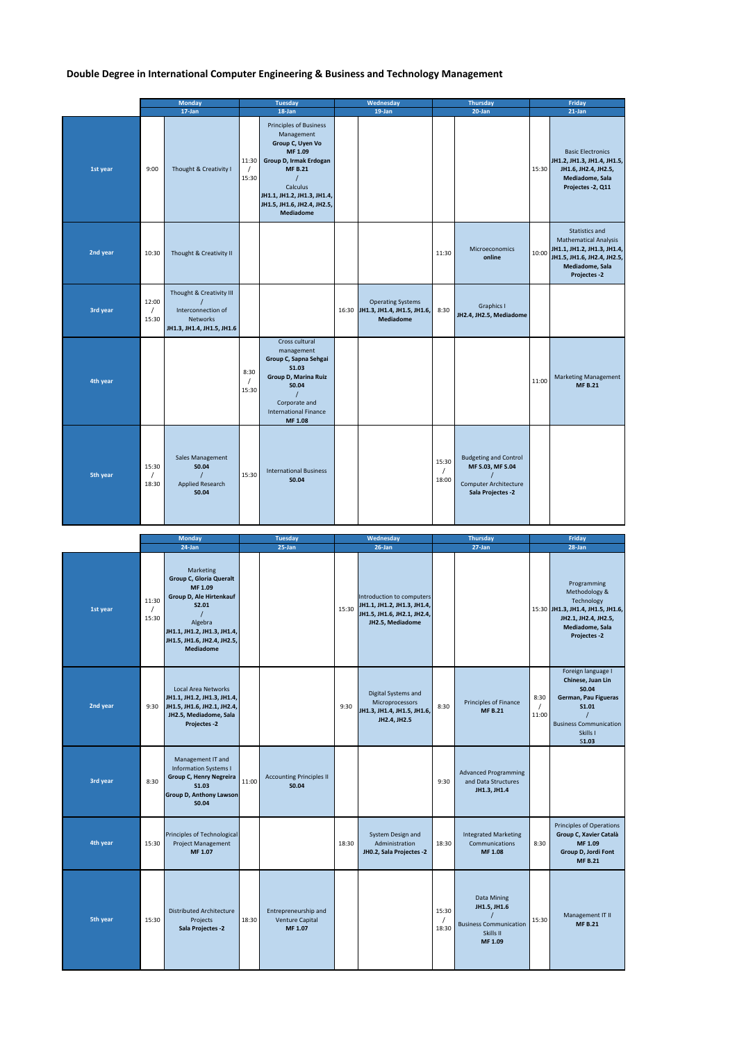## Double Degree in International Computer Engineering & Business and Technology Management

| | Monday | | Tuesday | | Wednesday | | Thursday | | Friday | |
|---|---|---|---|---|---|---|---|---|---|---|
| | 17-Jan | | 18-Jan | | 19-Jan | | 20-Jan | | 21-Jan | |
| 1st year | 9:00 | Thought & Creativity I | 11:30 / 15:30 | Principles of Business Management **Group C, Uyen Vo MF 1.09 Group D, Irmak Erdogan MF B.21** / Calculus **JH1.1, JH1.2, JH1.3, JH1.4, JH1.5, JH1.6, JH2.4, JH2.5, Mediadome** | | | | | 15:30 | Basic Electronics **JH1.2, JH1.3, JH1.4, JH1.5, JH1.6, JH2.4, JH2.5, Mediadome, Sala Projectes -2, Q11** |
| 2nd year | 10:30 | Thought & Creativity II | | | | | 11:30 | Microeconomics **online** | 10:00 | Statistics and Mathematical Analysis **JH1.1, JH1.2, JH1.3, JH1.4, JH1.5, JH1.6, JH2.4, JH2.5, Mediadome, Sala Projectes -2** |
| 3rd year | 12:00 / 15:30 | Thought & Creativity III / Interconnection of Networks **JH1.3, JH1.4, JH1.5, JH1.6** | | | 16:30 | Operating Systems **JH1.3, JH1.4, JH1.5, JH1.6, Mediadome** | 8:30 | Graphics I **JH2.4, JH2.5, Mediadome** | | |
| 4th year | | | 8:30 / 15:30 | Cross cultural management **Group C, Sapna Sehgai S1.03 Group D, Marina Ruiz S0.04** / Corporate and International Finance **MF 1.08** | | | | | 11:00 | Marketing Management **MF B.21** |
| 5th year | 15:30 / 18:30 | Sales Management **S0.04** / Applied Research **S0.04** | 15:30 | International Business **S0.04** | | | 15:30 / 18:00 | Budgeting and Control **MF S.03, MF S.04** / Computer Architecture **Sala Projectes -2** | | |

| | Monday | | Tuesday | | Wednesday | | Thursday | | Friday | |
|---|---|---|---|---|---|---|---|---|---|---|
| | 24-Jan | | 25-Jan | | 26-Jan | | 27-Jan | | 28-Jan | |
| 1st year | 11:30 / 15:30 | Marketing **Group C, Gloria Queralt MF 1.09 Group D, Ale Hirtenkauf S2.01** / Algebra **JH1.1, JH1.2, JH1.3, JH1.4, JH1.5, JH1.6, JH2.4, JH2.5, Mediadome** | | | 15:30 | Introduction to computers **JH1.1, JH1.2, JH1.3, JH1.4, JH1.5, JH1.6, JH2.1, JH2.4, JH2.5, Mediadome** | | | 15:30 | Programming Methodology & Technology **JH1.3, JH1.4, JH1.5, JH1.6, JH2.1, JH2.4, JH2.5, Mediadome, Sala Projectes -2** |
| 2nd year | 9:30 | Local Area Networks **JH1.1, JH1.2, JH1.3, JH1.4, JH1.5, JH1.6, JH2.1, JH2.4, JH2.5, Mediadome, Sala Projectes -2** | | | 9:30 | Digital Systems and Microprocessors **JH1.3, JH1.4, JH1.5, JH1.6, JH2.4, JH2.5** | 8:30 | Principles of Finance **MF B.21** | 8:30 / 11:00 | Foreign language I **Chinese, Juan Lin S0.04 German, Pau Figueras S1.01** / Business Communication Skills I **S1.03** |
| 3rd year | 8:30 | Management IT and Information Systems I **Group C, Henry Negreira S1.03 Group D, Anthony Lawson S0.04** | 11:00 | Accounting Principles II **S0.04** | | | 9:30 | Advanced Programming and Data Structures **JH1.3, JH1.4** | | |
| 4th year | 15:30 | Principles of Technological Project Management **MF 1.07** | | | 18:30 | System Design and Administration **JH0.2, Sala Projectes -2** | 18:30 | Integrated Marketing Communications **MF 1.08** | 8:30 | Principles of Operations **Group C, Xavier Català MF 1.09 Group D, Jordi Font MF B.21** |
| 5th year | 15:30 | Distributed Architecture Projects **Sala Projectes -2** | 18:30 | Entrepreneurship and Venture Capital **MF 1.07** | | | 15:30 / 18:30 | Data Mining **JH1.5, JH1.6** / Business Communication Skills II **MF 1.09** | 15:30 | Management IT II **MF B.21** |